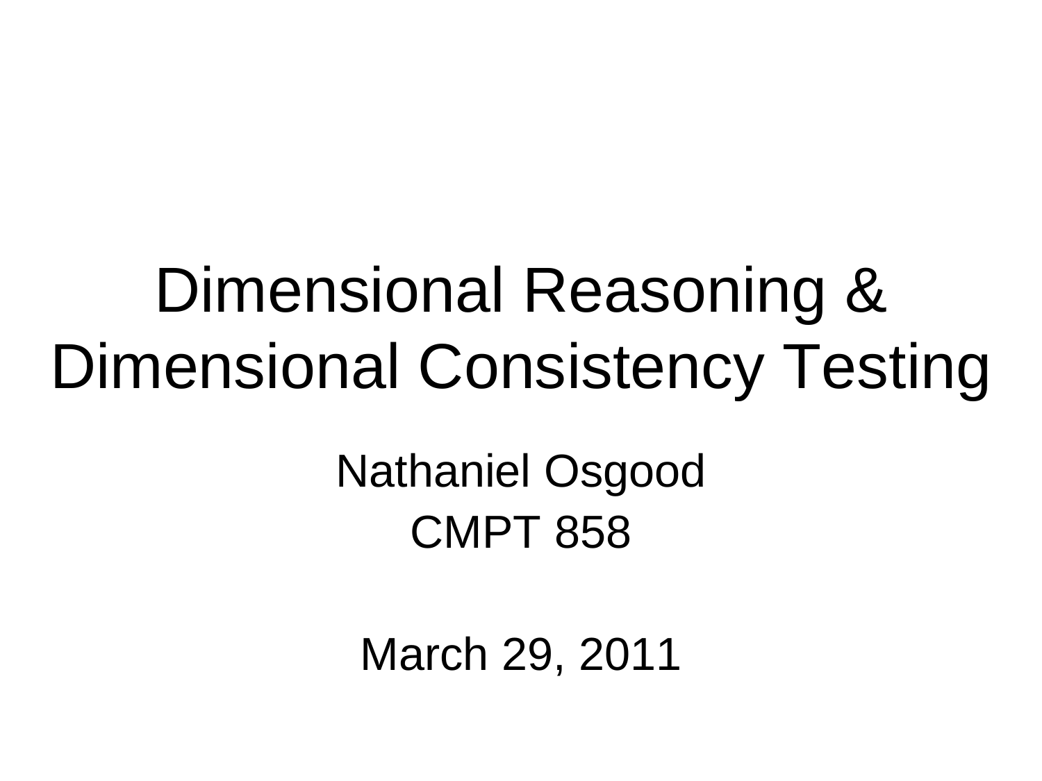# Dimensional Reasoning & Dimensional Consistency Testing

Nathaniel Osgood

CMPT 858

March 29, 2011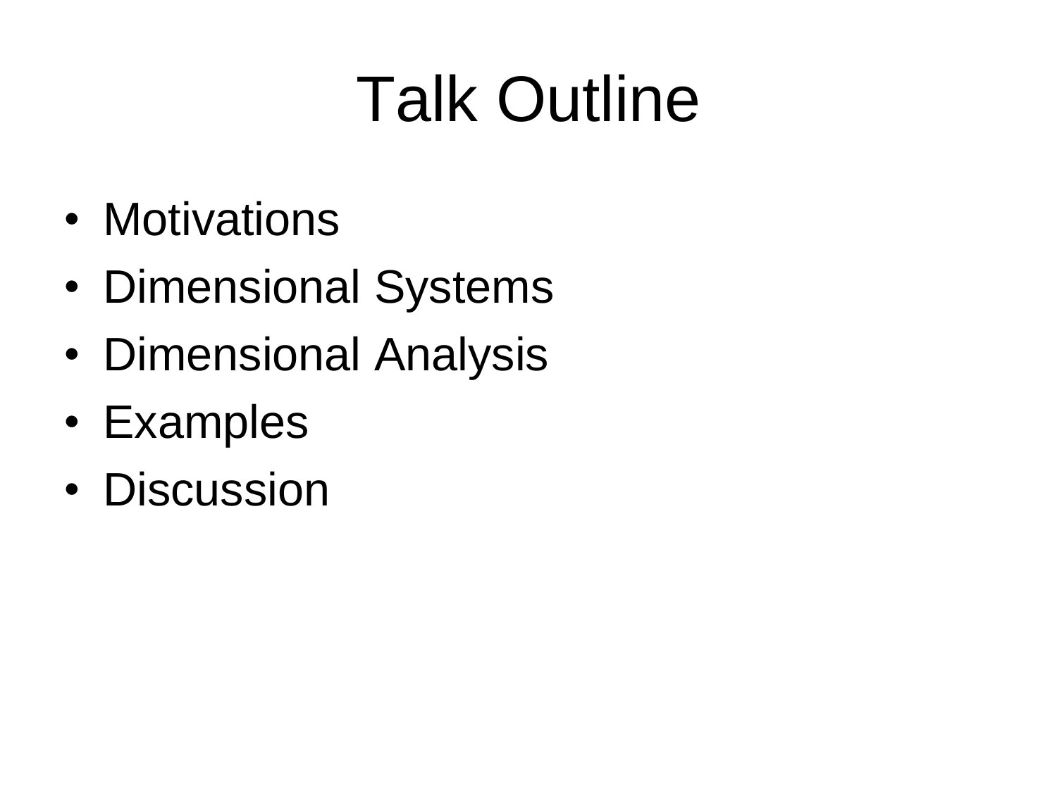# Talk Outline

- Motivations
- Dimensional Systems
- Dimensional Analysis
- Examples
- Discussion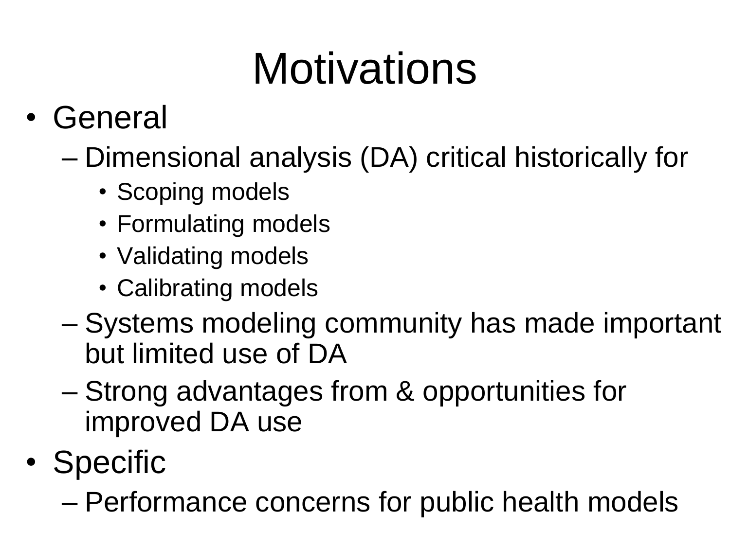# Motivations

- General
  - Dimensional analysis (DA) critical historically for
    - Scoping models
    - Formulating models
    - Validating models
    - Calibrating models
  - Systems modeling community has made important but limited use of DA
  - Strong advantages from & opportunities for improved DA use
- Specific
  - Performance concerns for public health models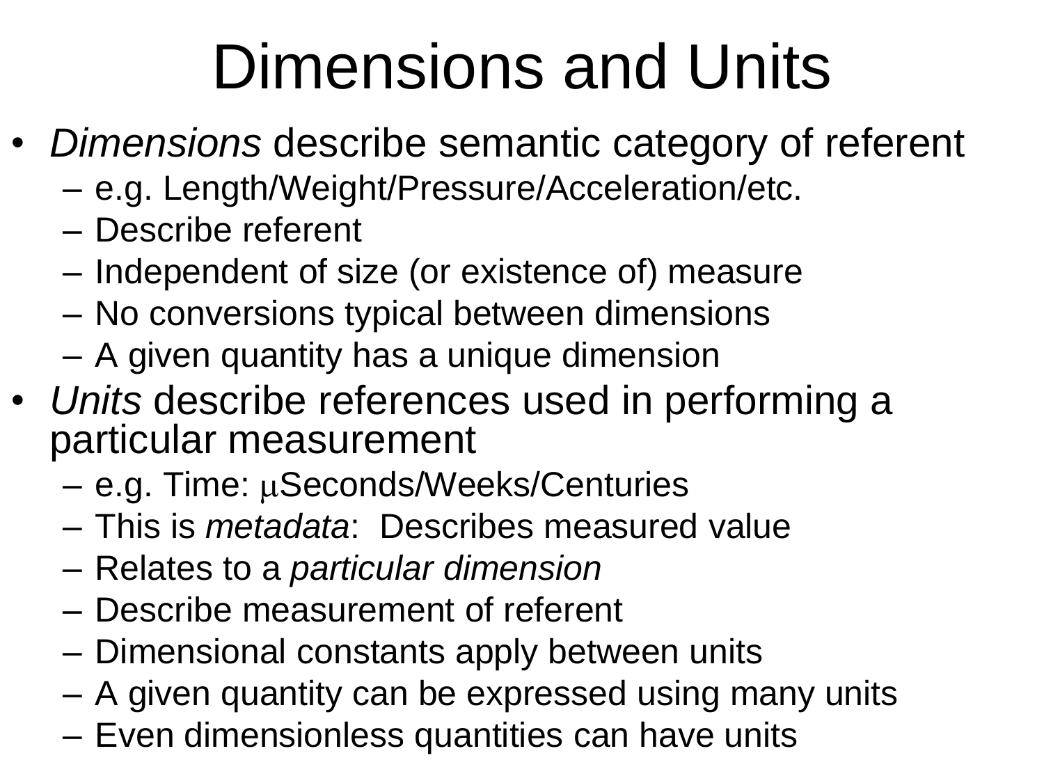# Dimensions and Units

- *Dimensions* describe semantic category of referent
  - e.g. Length/Weight/Pressure/Acceleration/etc.
  - Describe referent
  - Independent of size (or existence of) measure
  - No conversions typical between dimensions
  - A given quantity has a unique dimension
- *Units* describe references used in performing a particular measurement
  - e.g. Time: $\mu$Seconds/Weeks/Centuries
  - This is *metadata*: Describes measured value
  - Relates to a *particular dimension*
  - Describe measurement of referent
  - Dimensional constants apply between units
  - A given quantity can be expressed using many units
  - Even dimensionless quantities can have units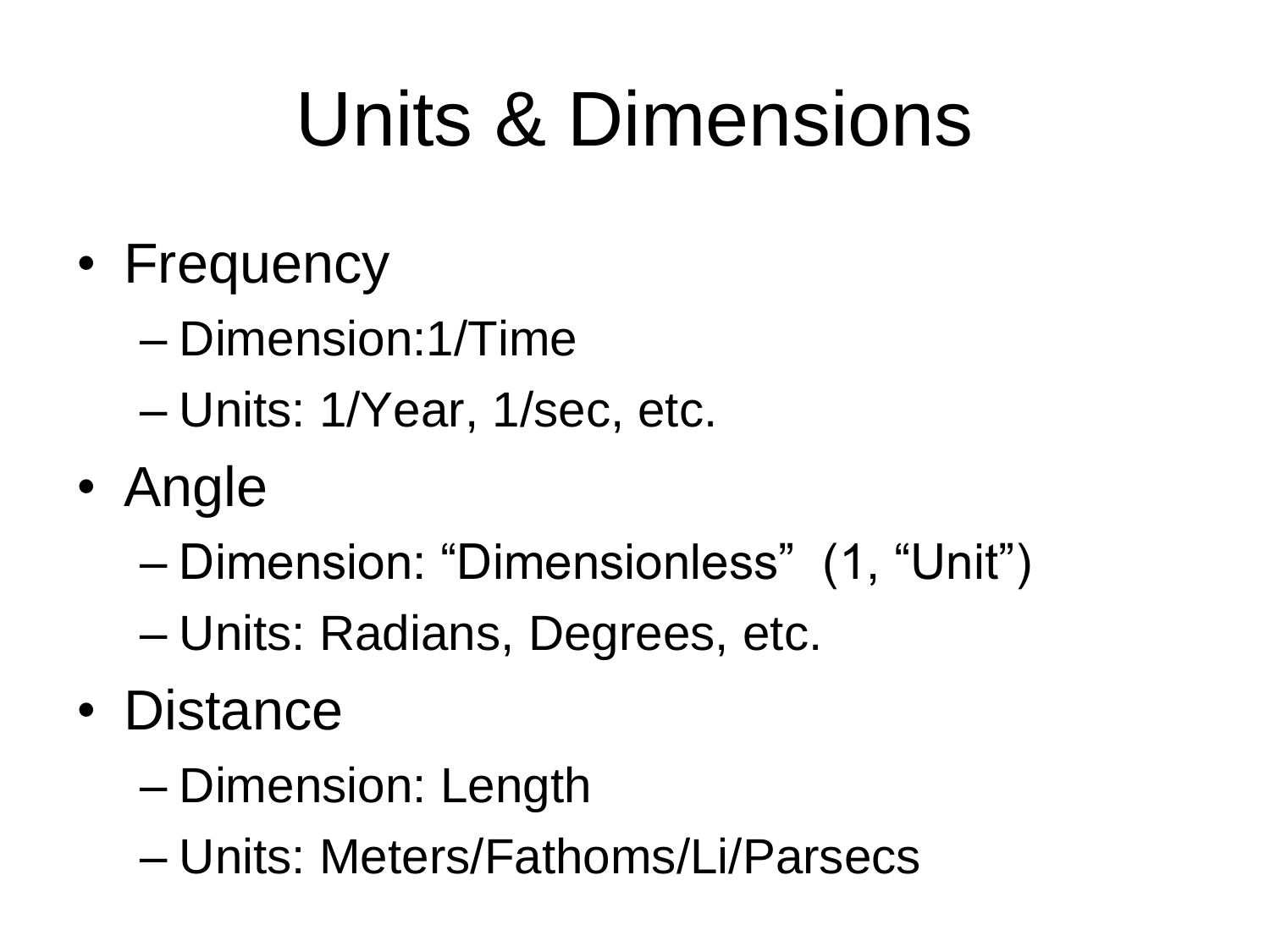# Units & Dimensions

- Frequency
  - Dimension:1/Time
  - Units: 1/Year, 1/sec, etc.
- Angle
  - Dimension: “Dimensionless” (1, “Unit”)
  - Units: Radians, Degrees, etc.
- Distance
  - Dimension: Length
  - Units: Meters/Fathoms/Li/Parsecs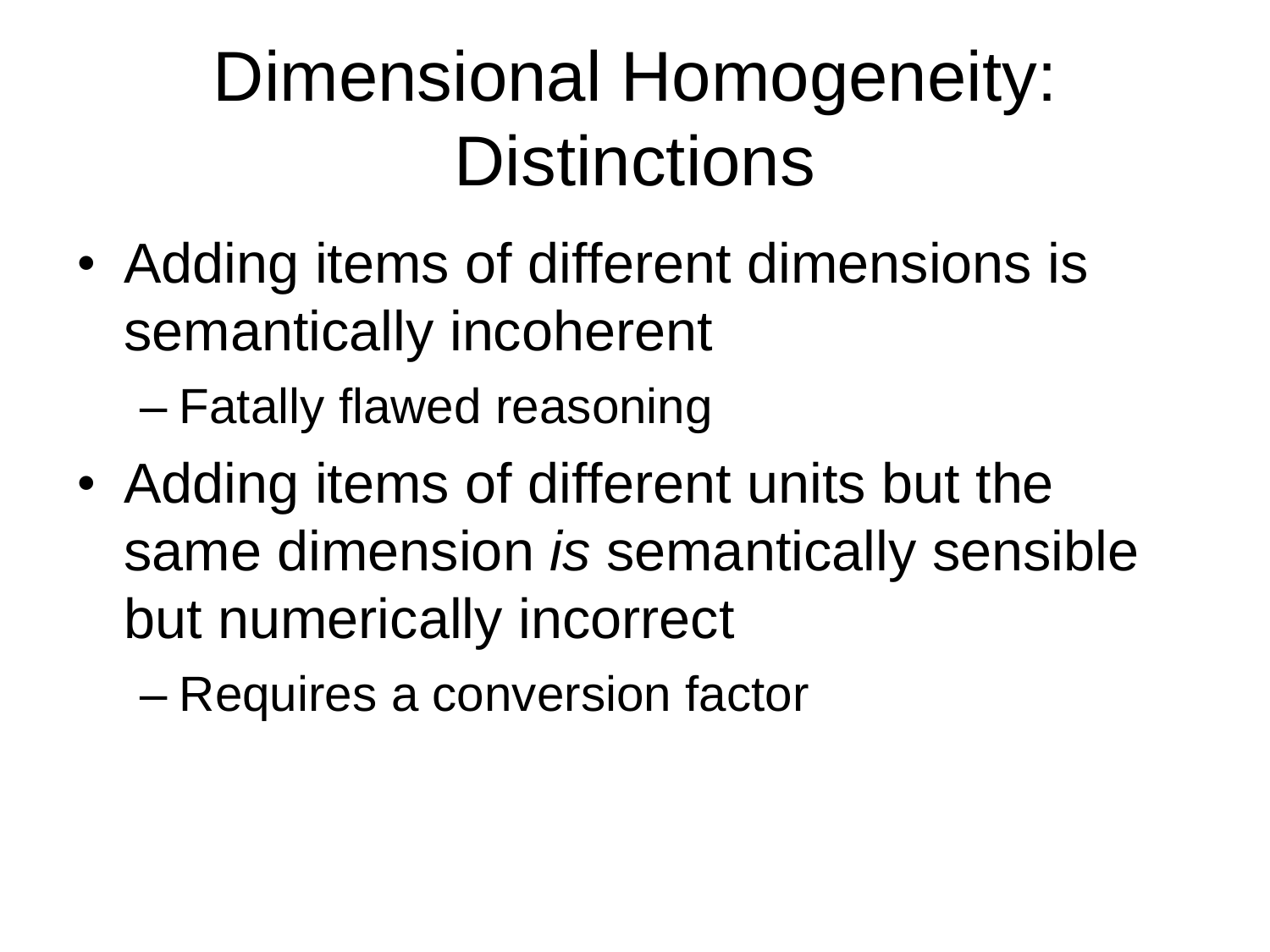# Dimensional Homogeneity: Distinctions

- Adding items of different dimensions is semantically incoherent
  - Fatally flawed reasoning
- Adding items of different units but the same dimension *is* semantically sensible but numerically incorrect
  - Requires a conversion factor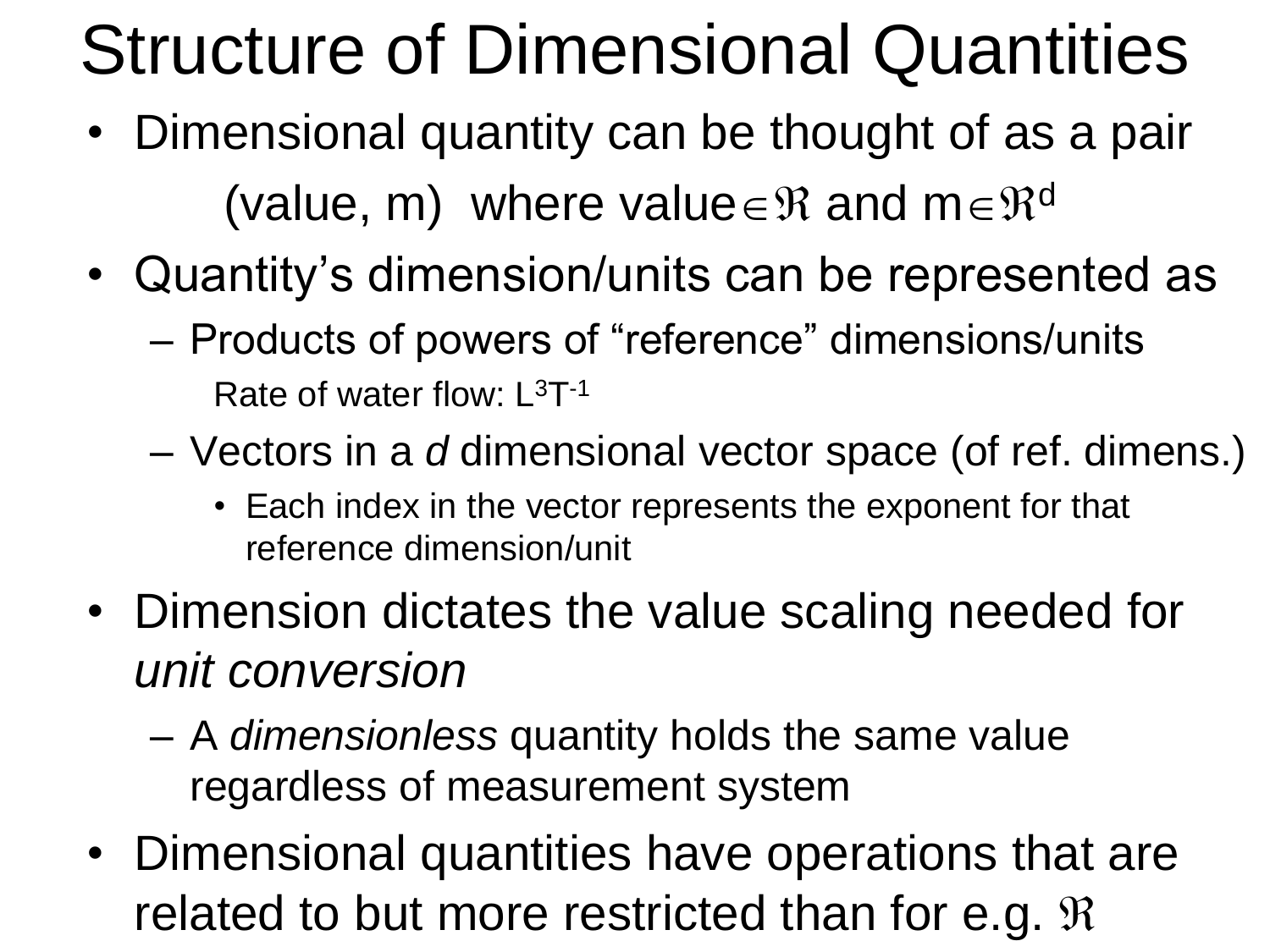# Structure of Dimensional Quantities

- Dimensional quantity can be thought of as a pair

  (value, m) where value$\in\Re$ and m$\in\Re^d$

- Quantity's dimension/units can be represented as
  - Products of powers of "reference" dimensions/units

    Rate of water flow: $L^3T^{-1}$
  - Vectors in a *d* dimensional vector space (of ref. dimens.)
    - Each index in the vector represents the exponent for that reference dimension/unit
- Dimension dictates the value scaling needed for *unit conversion*
  - A *dimensionless* quantity holds the same value regardless of measurement system
- Dimensional quantities have operations that are related to but more restricted than for e.g. $\Re$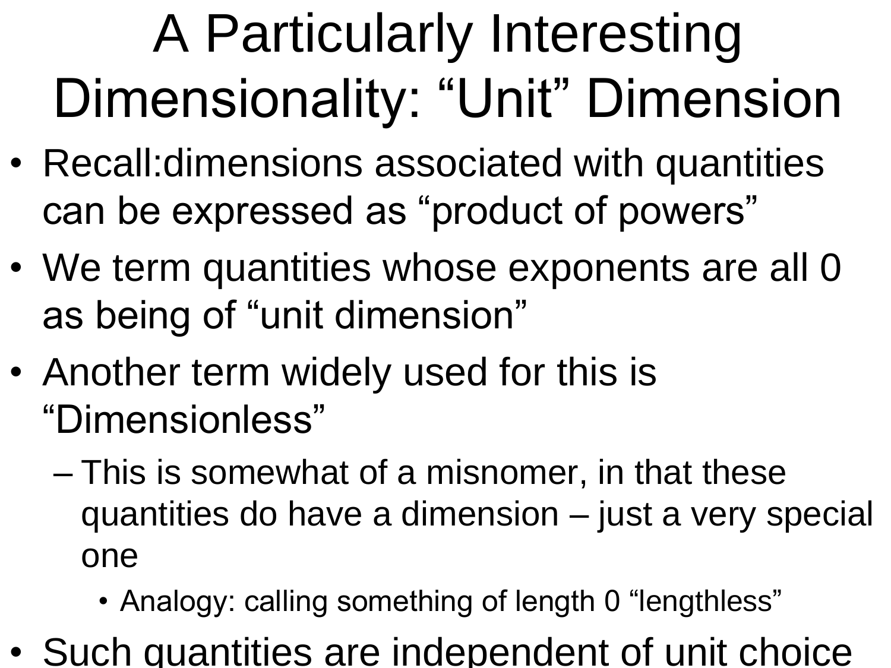# A Particularly Interesting Dimensionality: “Unit” Dimension

- Recall:dimensions associated with quantities can be expressed as “product of powers”
- We term quantities whose exponents are all 0 as being of “unit dimension”
- Another term widely used for this is “Dimensionless”
  - This is somewhat of a misnomer, in that these quantities do have a dimension – just a very special one
    - Analogy: calling something of length 0 “lengthless”
- Such quantities are independent of unit choice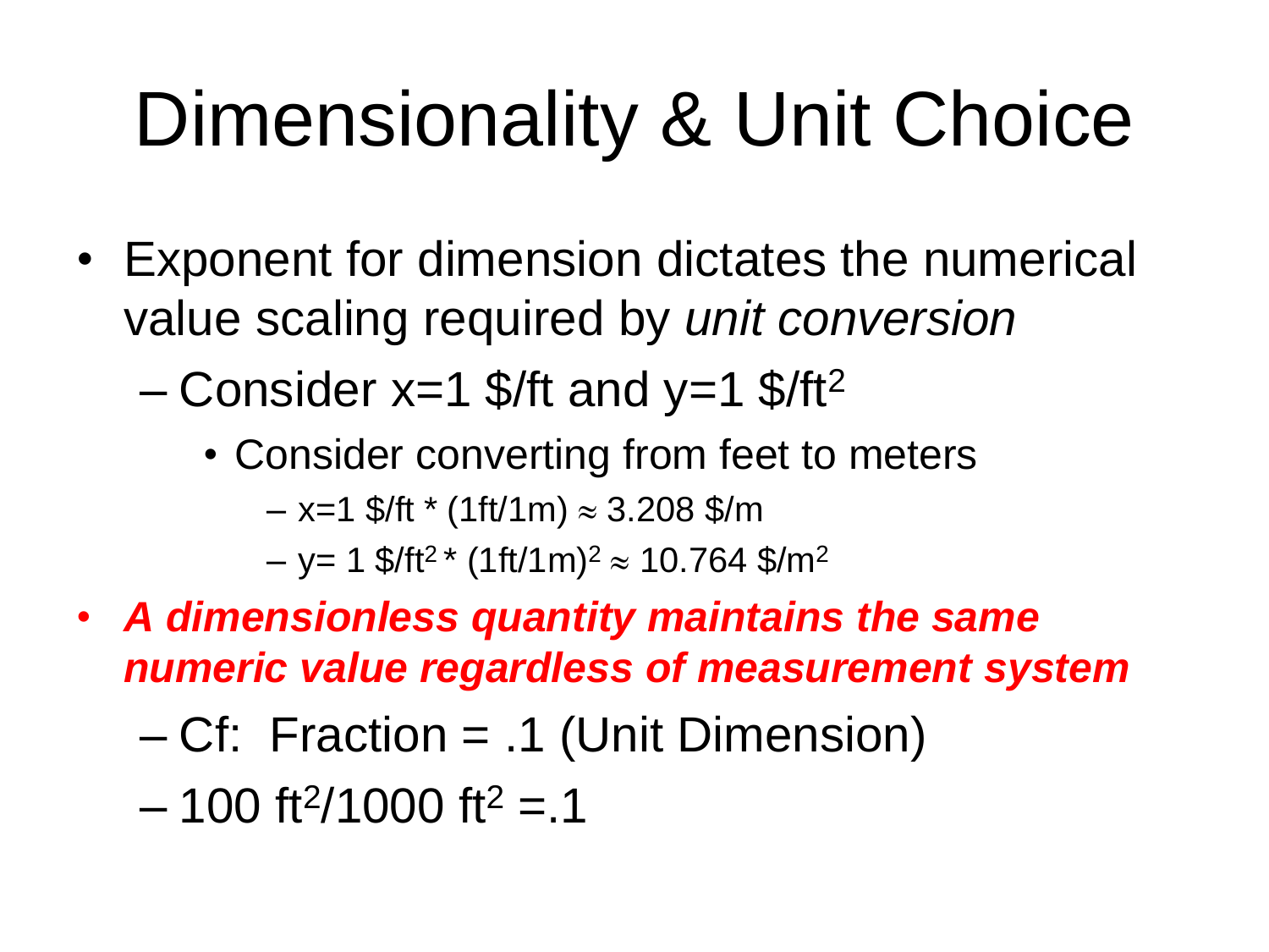# Dimensionality & Unit Choice

- Exponent for dimension dictates the numerical value scaling required by *unit conversion*
  - Consider x=1 \$/ft and y=1 \$/$ft^2$
    - Consider converting from feet to meters
      - x=1 \$/ft * (1ft/1m) $\approx$ 3.208 \$/m
      - y= 1 \$/$ft^2$ * $(1ft/1m)^2$ $\approx$ 10.764 \$/$m^2$
- ***A dimensionless quantity maintains the same numeric value regardless of measurement system***
  - Cf: Fraction = .1 (Unit Dimension)
  - 100 $ft^2$/1000 $ft^2$ =.1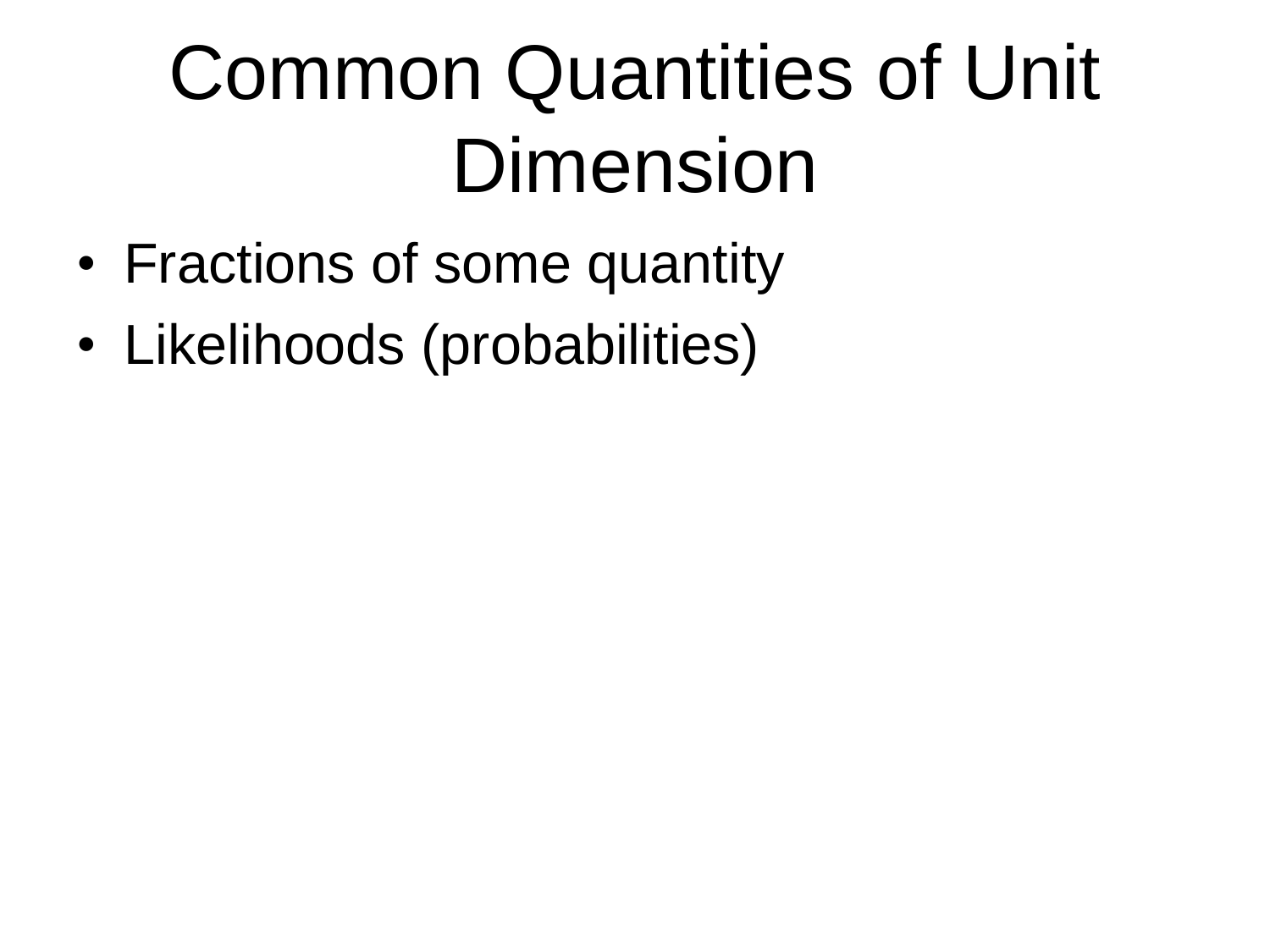# Common Quantities of Unit Dimension

- Fractions of some quantity
- Likelihoods (probabilities)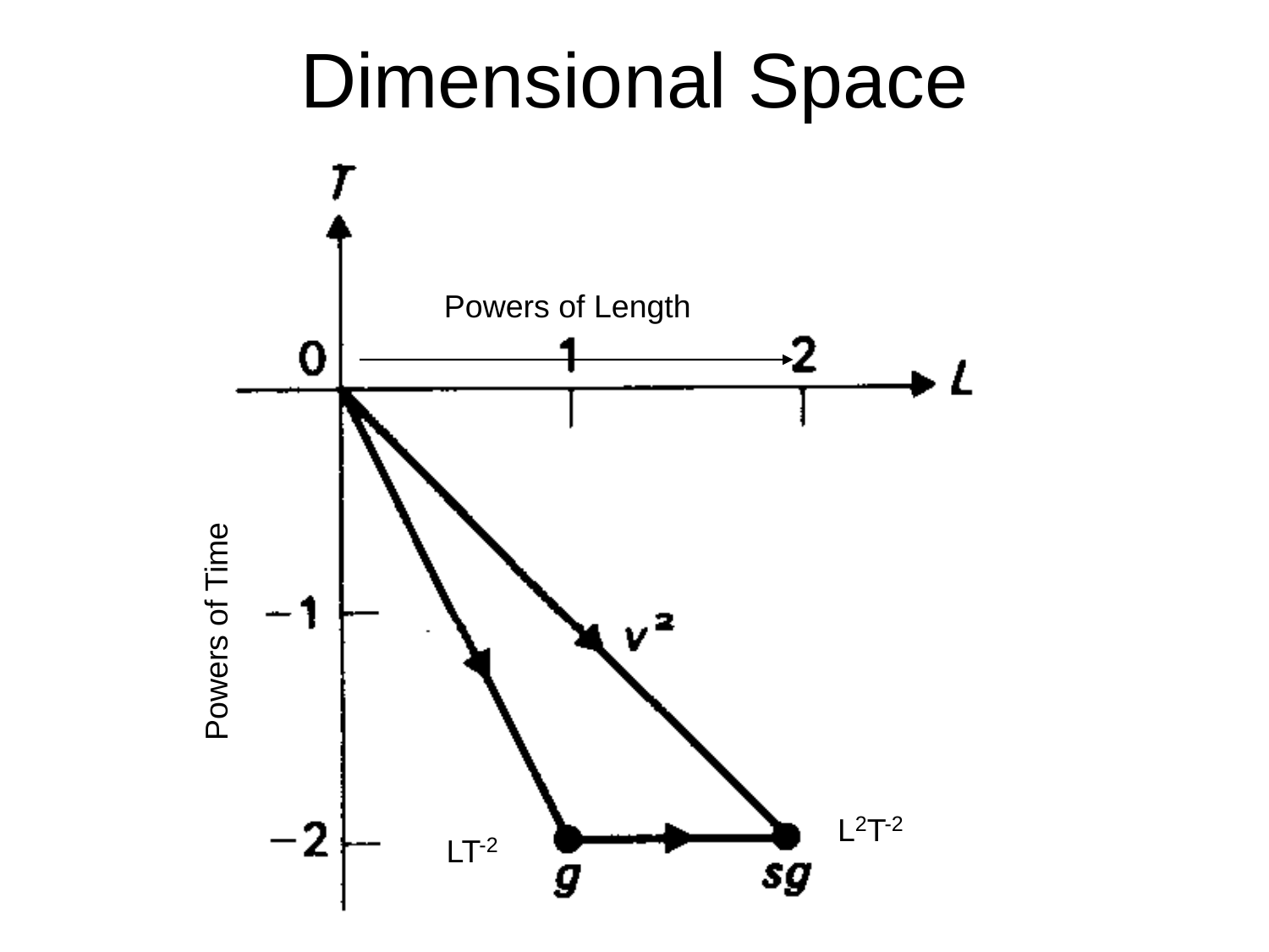# Dimensional Space

Powers of Length

$T$

$L$

0 1 2

$-1$

$-2$

Powers of Time

$v^2$

$L^2T^{-2}$

$LT^{-2}$

$g$

$sg$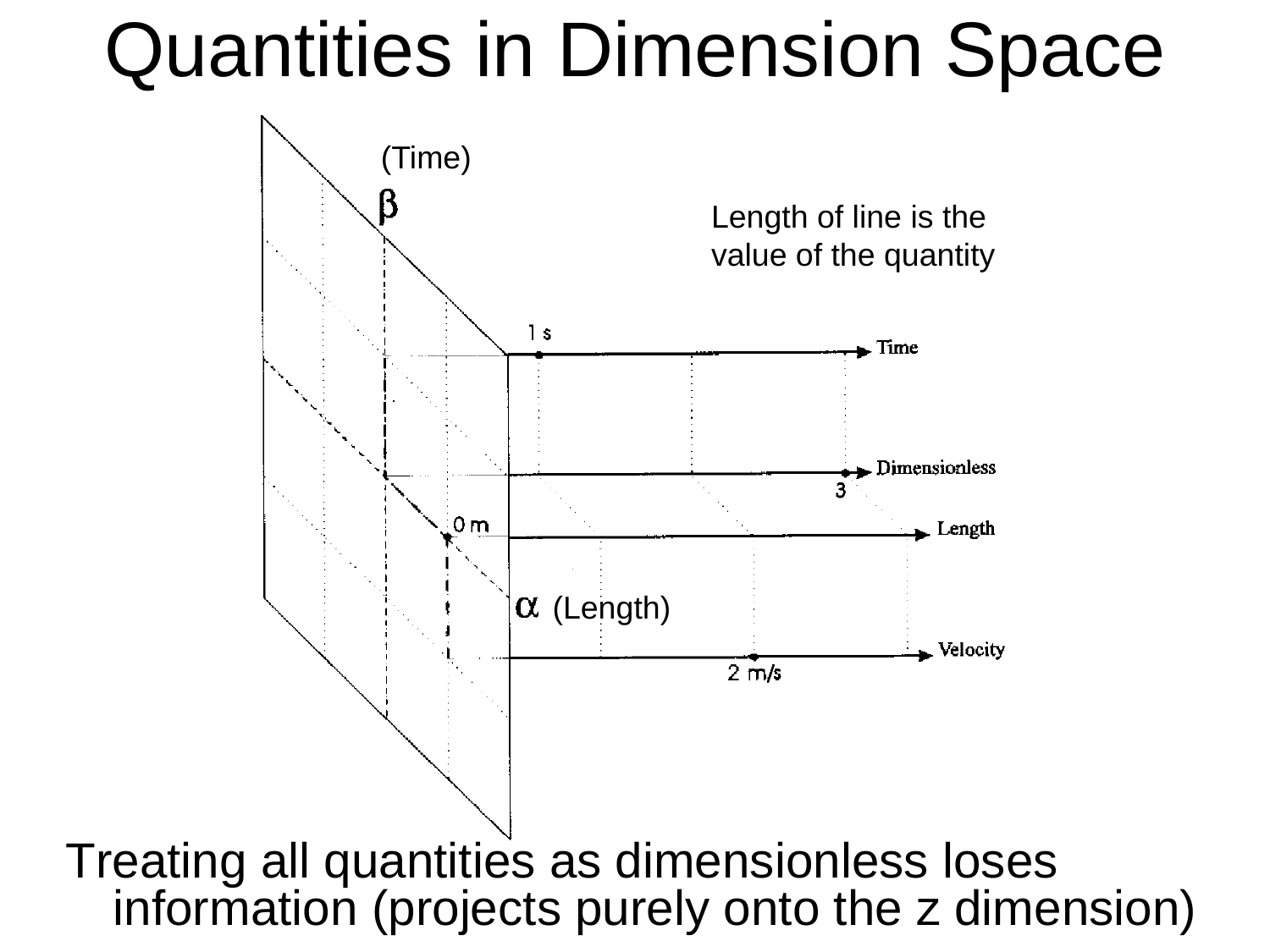# Quantities in Dimension Space

(Time)

$\beta$

Length of line is the value of the quantity

1 s

Time

Dimensionless

3

0 m

Length

$\alpha$ (Length)

Velocity

2 m/s

Treating all quantities as dimensionless loses information (projects purely onto the z dimension)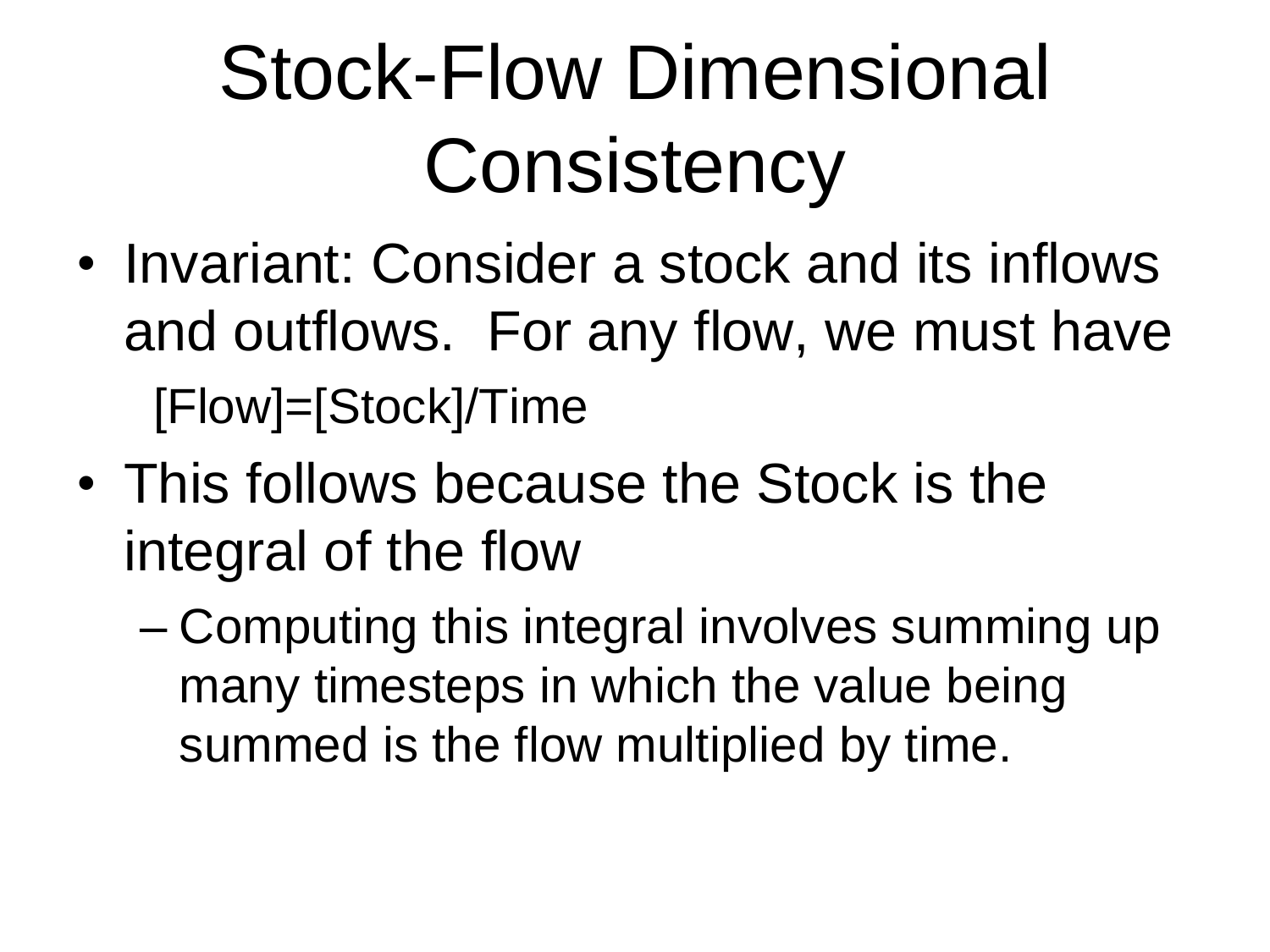# Stock-Flow Dimensional Consistency

- Invariant: Consider a stock and its inflows and outflows. For any flow, we must have

  [Flow]=[Stock]/Time

- This follows because the Stock is the integral of the flow
  - Computing this integral involves summing up many timesteps in which the value being summed is the flow multiplied by time.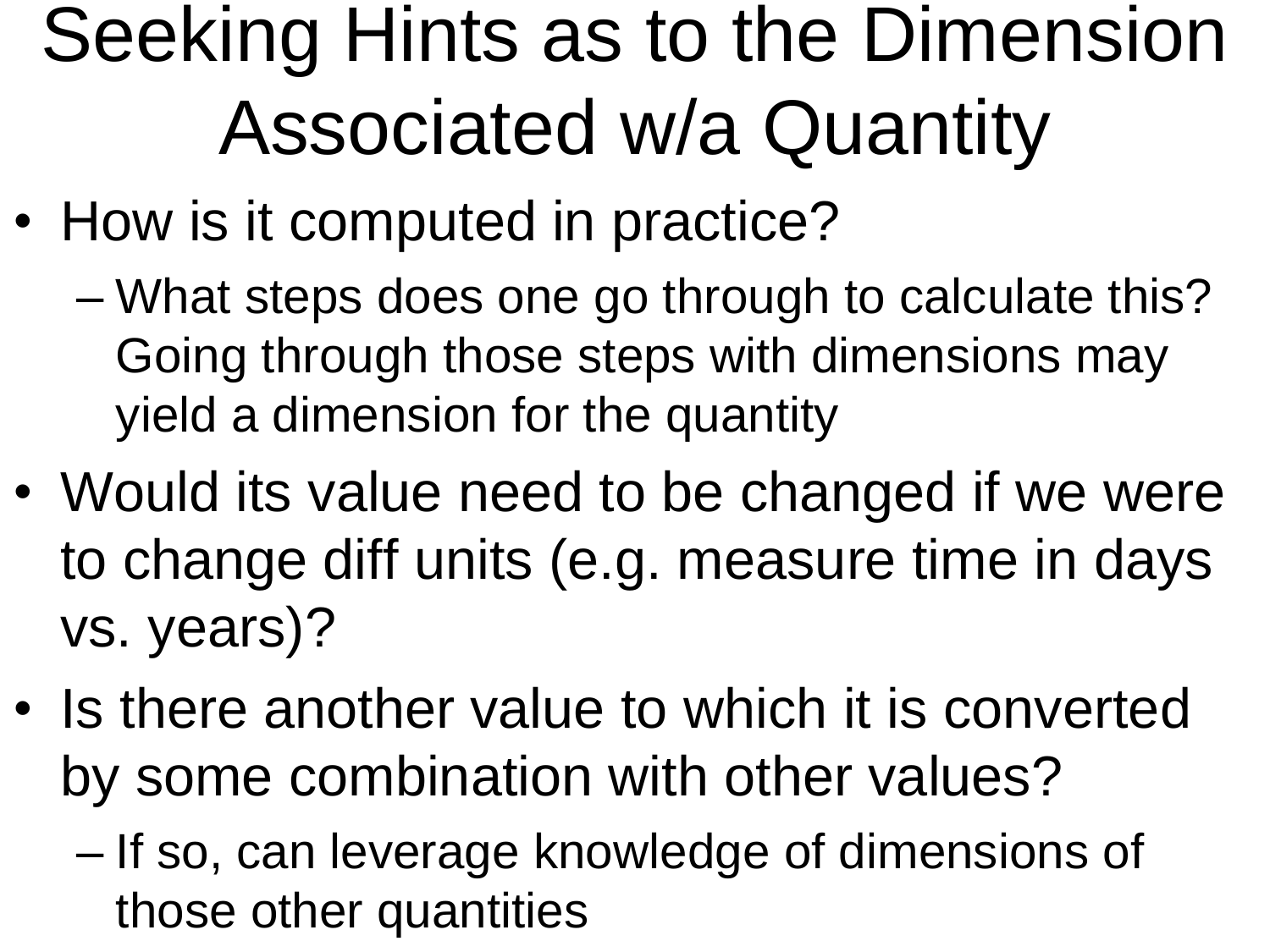# Seeking Hints as to the Dimension Associated w/a Quantity

- How is it computed in practice?
  - What steps does one go through to calculate this? Going through those steps with dimensions may yield a dimension for the quantity
- Would its value need to be changed if we were to change diff units (e.g. measure time in days vs. years)?
- Is there another value to which it is converted by some combination with other values?
  - If so, can leverage knowledge of dimensions of those other quantities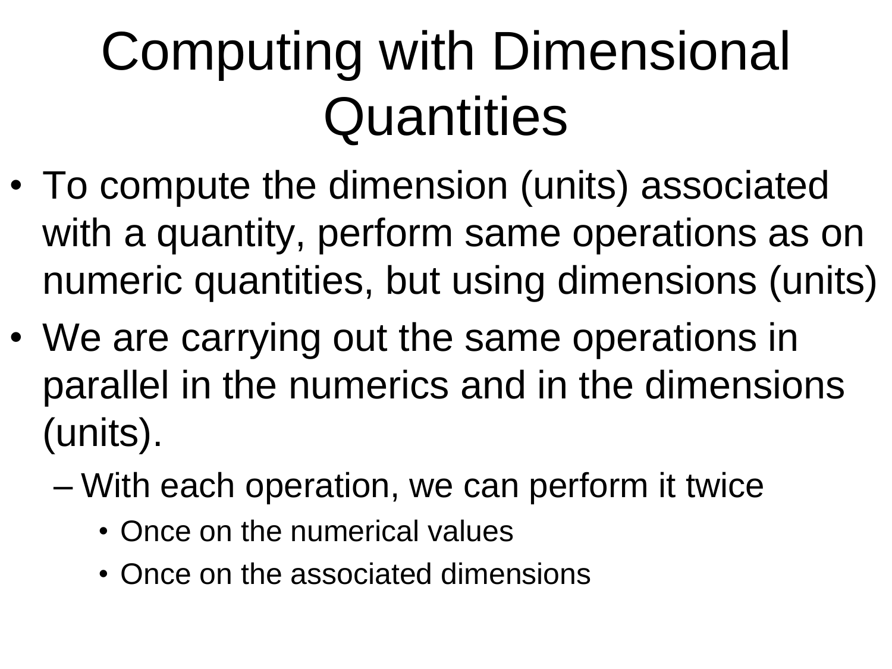# Computing with Dimensional Quantities

- To compute the dimension (units) associated with a quantity, perform same operations as on numeric quantities, but using dimensions (units)
- We are carrying out the same operations in parallel in the numerics and in the dimensions (units).
  - With each operation, we can perform it twice
    - Once on the numerical values
    - Once on the associated dimensions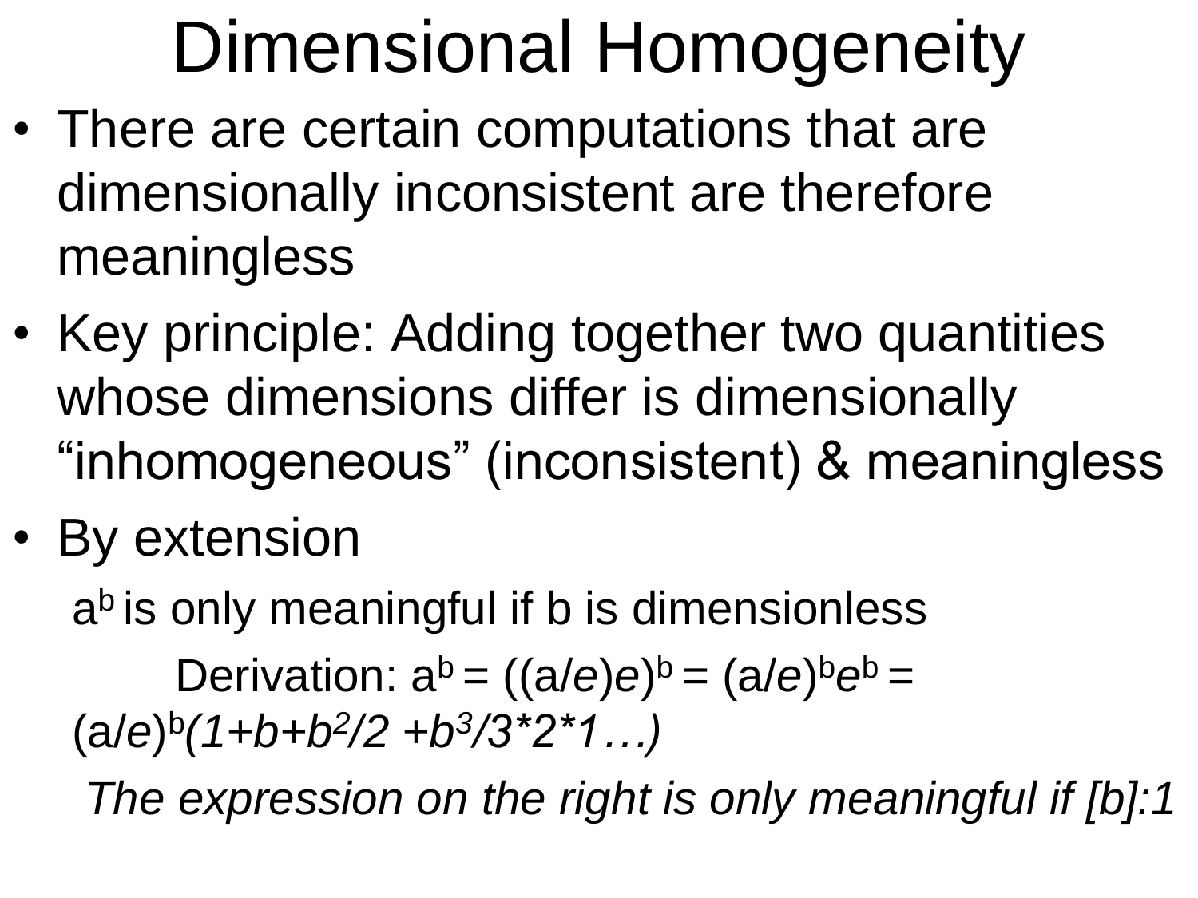# Dimensional Homogeneity

- There are certain computations that are dimensionally inconsistent are therefore meaningless
- Key principle: Adding together two quantities whose dimensions differ is dimensionally "inhomogeneous" (inconsistent) & meaningless
- By extension

  $a^b$ is only meaningful if b is dimensionless

  Derivation: $a^b = ((a/e)e)^b = (a/e)^b e^b = (a/e)^b(1+b+b^2/2 + b^3/3*2*1\ldots)$

  *The expression on the right is only meaningful if [b]:1*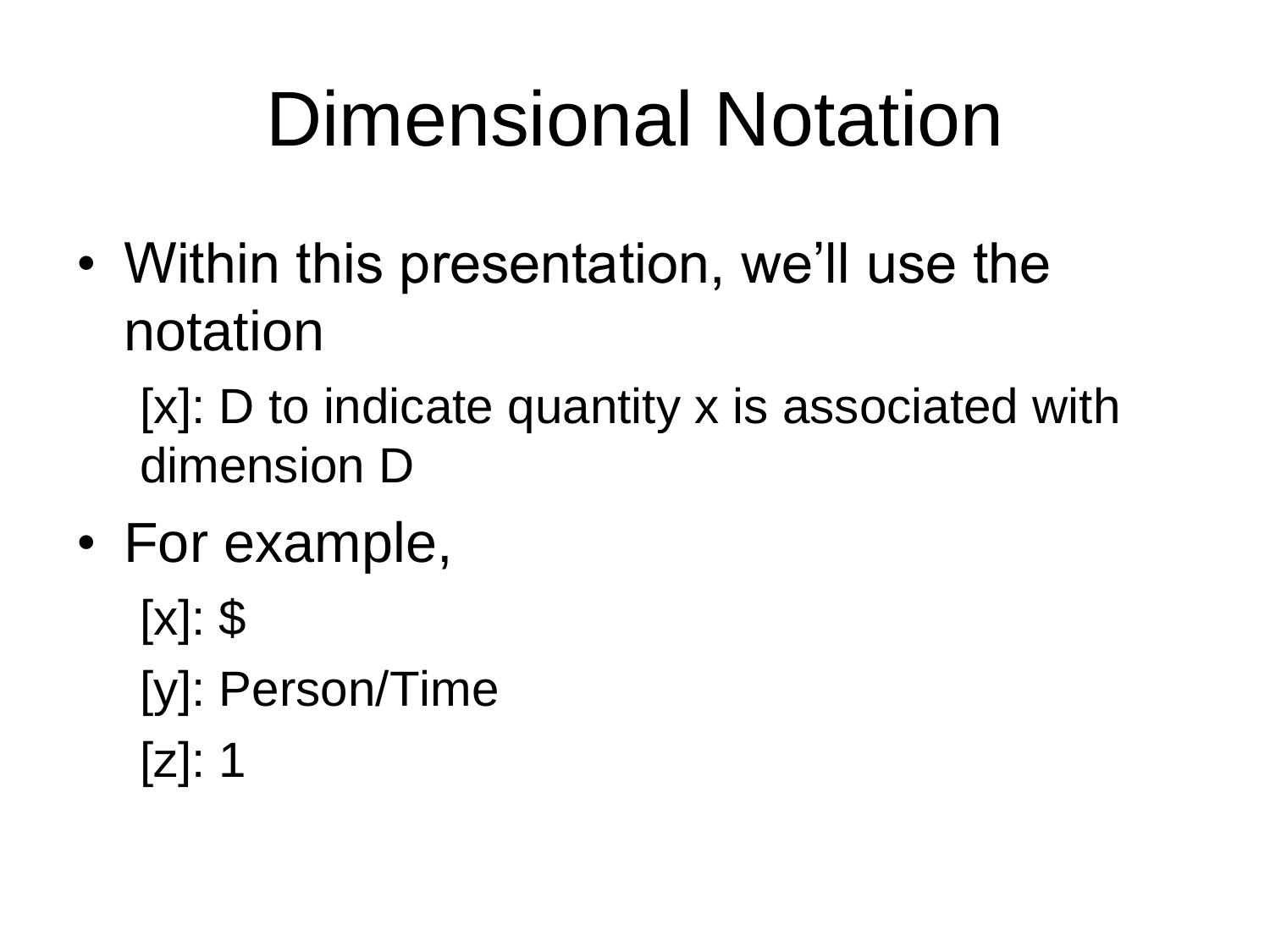# Dimensional Notation

- Within this presentation, we'll use the notation
  - [x]: D to indicate quantity x is associated with dimension D
- For example,
  - [x]: $
  - [y]: Person/Time
  - [z]: 1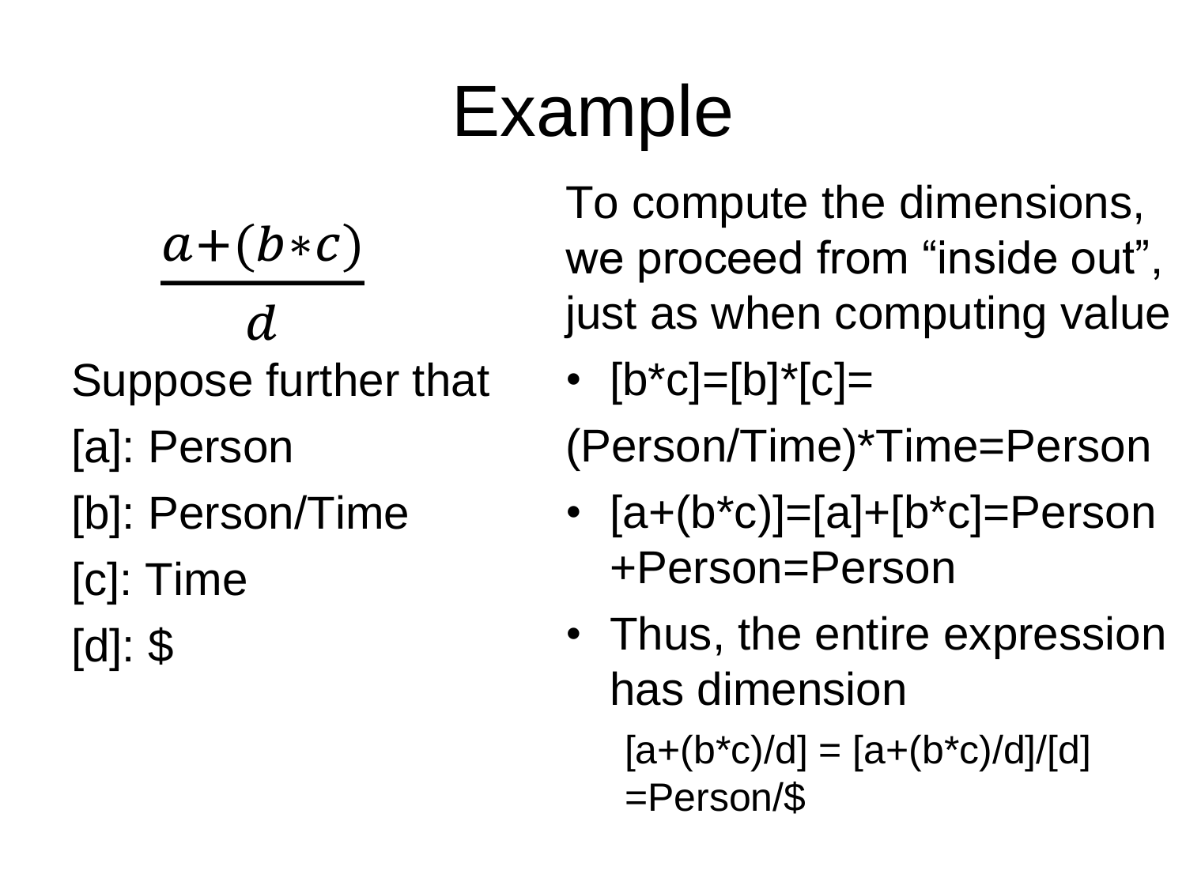# Example

$$\frac{a+(b*c)}{d}$$

Suppose further that

[a]: Person

[b]: Person/Time

[c]: Time

[d]: $

To compute the dimensions, we proceed from "inside out", just as when computing value

- [b*c]=[b]*[c]=

(Person/Time)*Time=Person

- [a+(b*c)]=[a]+[b*c]=Person +Person=Person
- Thus, the entire expression has dimension
  - [a+(b*c)/d] = [a+(b*c)/d]/[d] =Person/$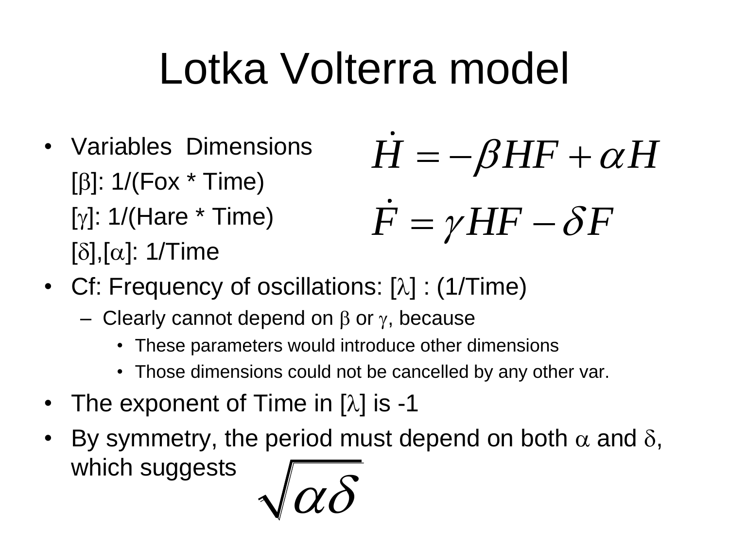# Lotka Volterra model

- Variables Dimensions

  [$\beta$]: 1/(Fox * Time)

  [$\gamma$]: 1/(Hare * Time)

  [$\delta$],[$\alpha$]: 1/Time

$$\dot{H} = -\beta HF + \alpha H$$

$$\dot{F} = \gamma HF - \delta F$$

- Cf: Frequency of oscillations: [$\lambda$] : (1/Time)
  - Clearly cannot depend on $\beta$ or $\gamma$, because
    - These parameters would introduce other dimensions
    - Those dimensions could not be cancelled by any other var.
- The exponent of Time in [$\lambda$] is -1
- By symmetry, the period must depend on both $\alpha$ and $\delta$, which suggests

$$\sqrt{\alpha\delta}$$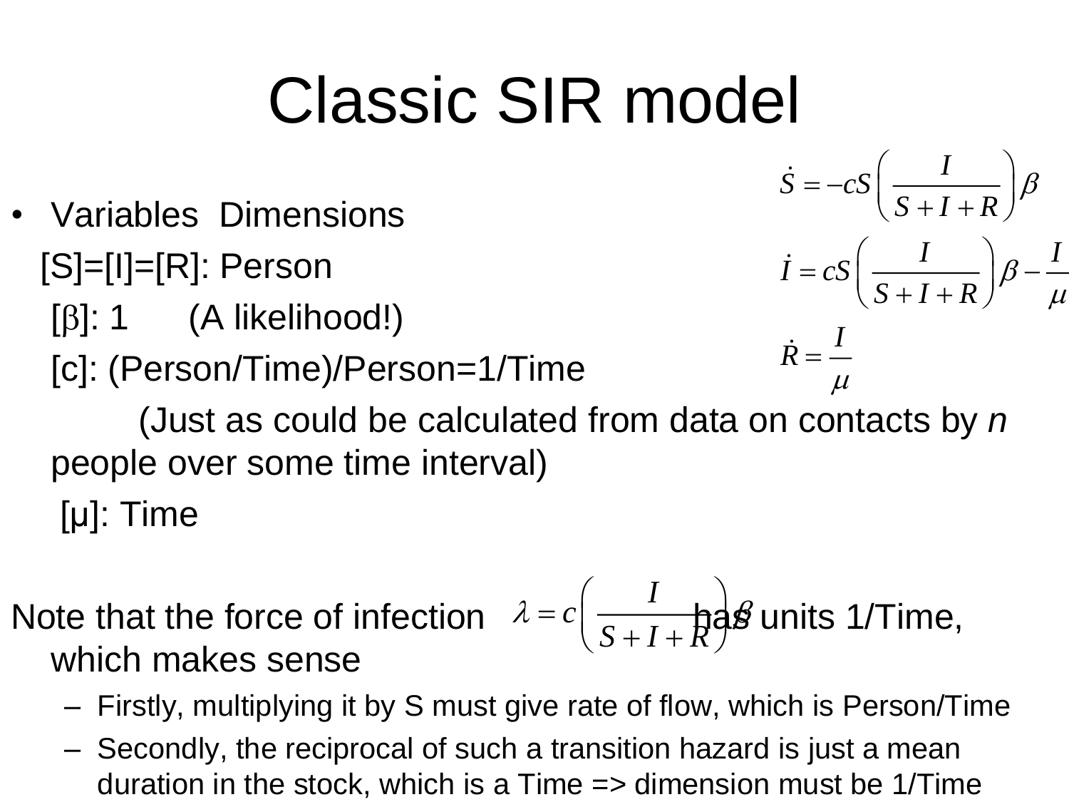# Classic SIR model

$$\dot{S} = -cS\left(\frac{I}{S+I+R}\right)\beta$$

$$\dot{I} = cS\left(\frac{I}{S+I+R}\right)\beta - \frac{I}{\mu}$$

$$\dot{R} = \frac{I}{\mu}$$

- Variables Dimensions
  - [S]=[I]=[R]: Person
  - [$\beta$]: 1 (A likelihood!)
  - [c]: (Person/Time)/Person=1/Time
    - (Just as could be calculated from data on contacts by *n* people over some time interval)
  - [μ]: Time

Note that the force of infection $\lambda = c\left(\frac{I}{S+I+R}\right)\beta$ has units 1/Time, which makes sense

- Firstly, multiplying it by S must give rate of flow, which is Person/Time
- Secondly, the reciprocal of such a transition hazard is just a mean duration in the stock, which is a Time => dimension must be 1/Time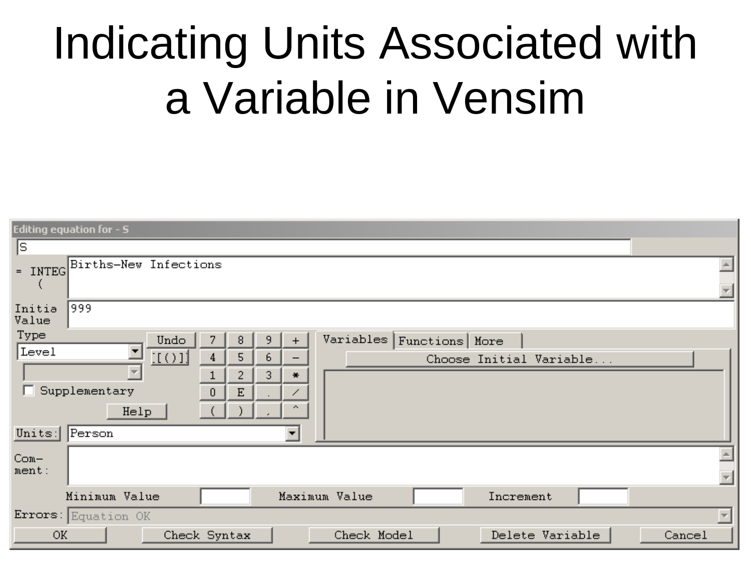# Indicating Units Associated with a Variable in Vensim

**Editing equation for - S**

S

= INTEG ( Births-New Infections

Initial Value: 999

Type: Level

☐ Supplementary

Units: Person

Com-ment:

Minimum Value | Maximum Value | Increment

Errors: Equation OK

OK | Check Syntax | Check Model | Delete Variable | Cancel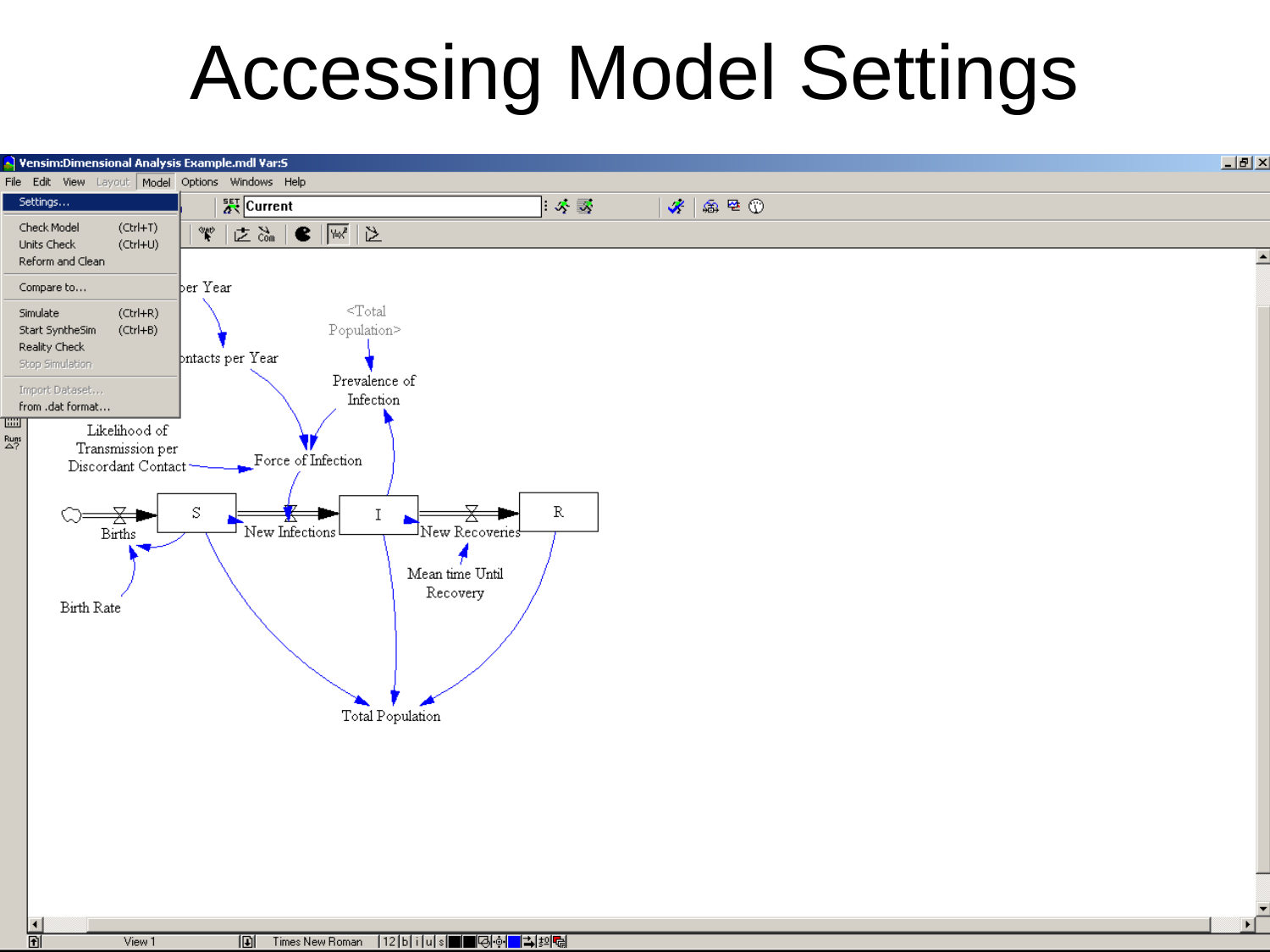# Accessing Model Settings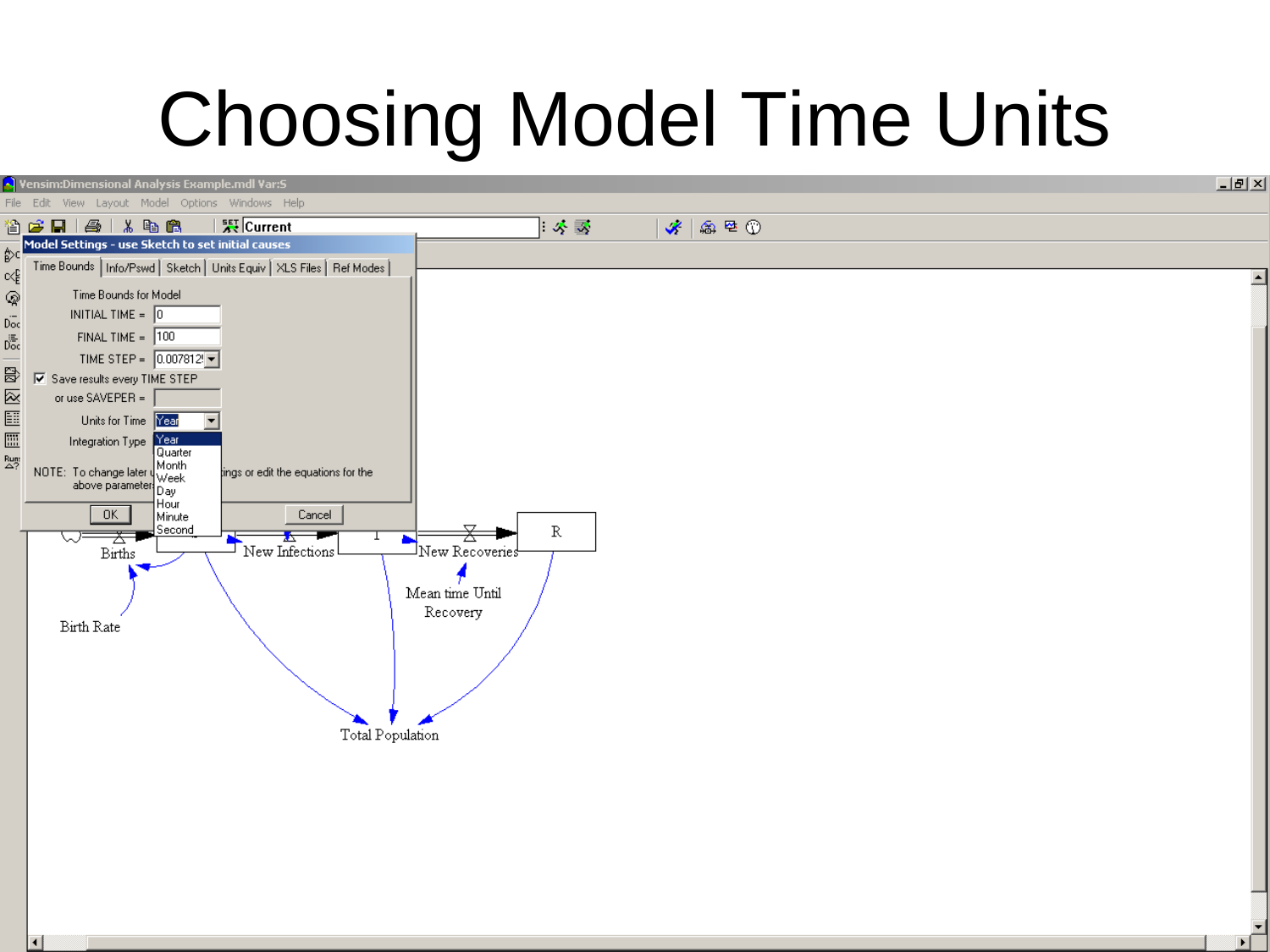# Choosing Model Time Units

Vensim:Dimensional Analysis Example.mdl Var:S

File Edit View Layout Model Options Windows Help

Model Settings - use Sketch to set initial causes

Time Bounds | Info/Pswd | Sketch | Units Equiv | XLS Files | Ref Modes

Time Bounds for Model

INITIAL TIME = 0

FINAL TIME = 100

TIME STEP = 0.0078125

Save results every TIME STEP

or use SAVEPER =

Units for Time: Year

Integration Type

- Year
- Quarter
- Month
- Week
- Day
- Hour
- Minute
- Second

NOTE: To change later u... ...ings or edit the equations for the above parameters

OK Cancel

Births, New Infections, New Recoveries, R, Birth Rate, Mean time Until Recovery, Total Population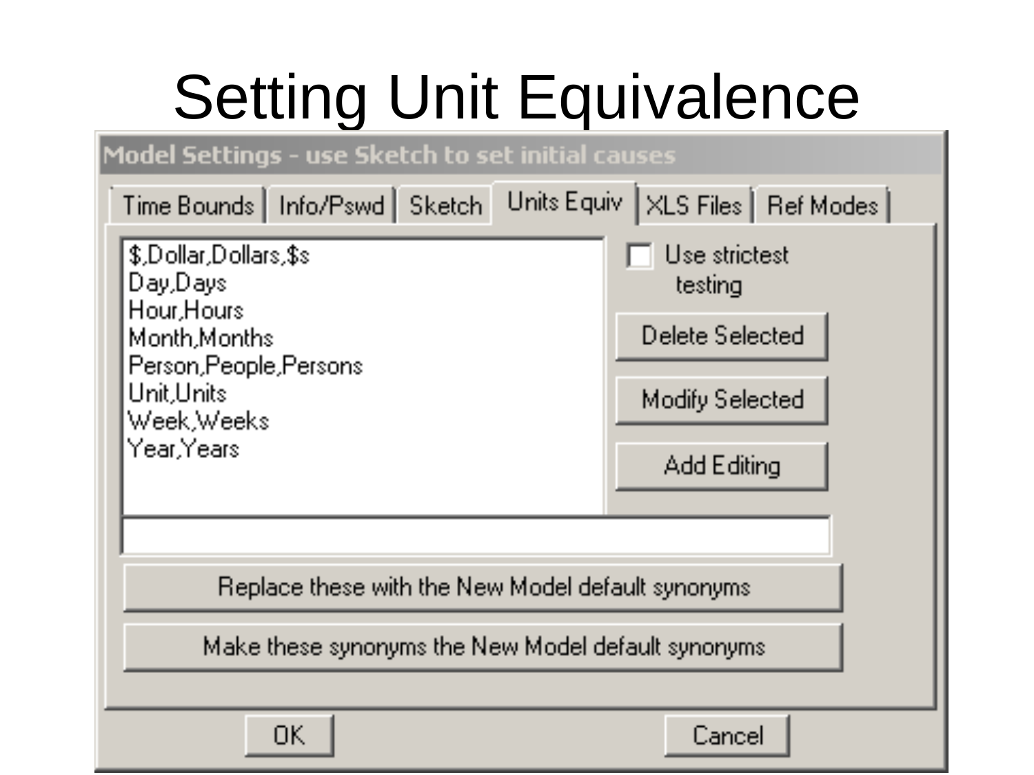# Setting Unit Equivalence

**Model Settings - use Sketch to set initial causes**

Time Bounds | Info/Pswd | Sketch | Units Equiv | XLS Files | Ref Modes

- $,Dollar,Dollars,$s
- Day,Days
- Hour,Hours
- Month,Months
- Person,People,Persons
- Unit,Units
- Week,Weeks
- Year,Years

☐ Use strictest testing

Delete Selected

Modify Selected

Add Editing

Replace these with the New Model default synonyms

Make these synonyms the New Model default synonyms

OK

Cancel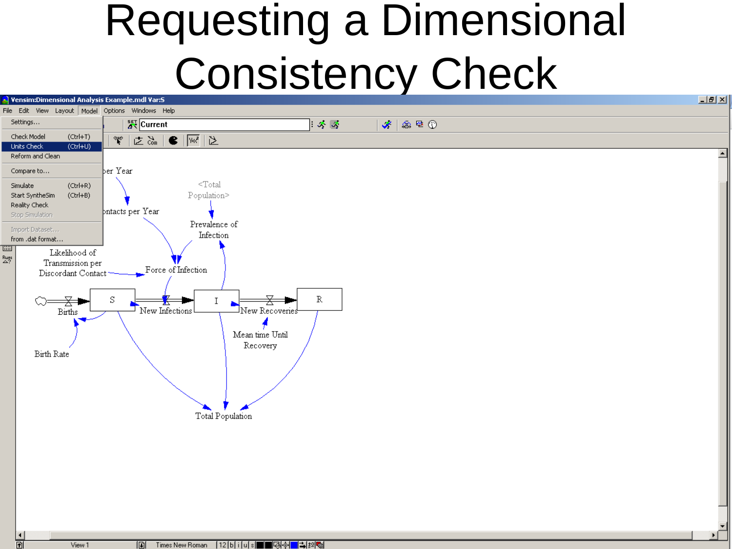# Requesting a Dimensional Consistency Check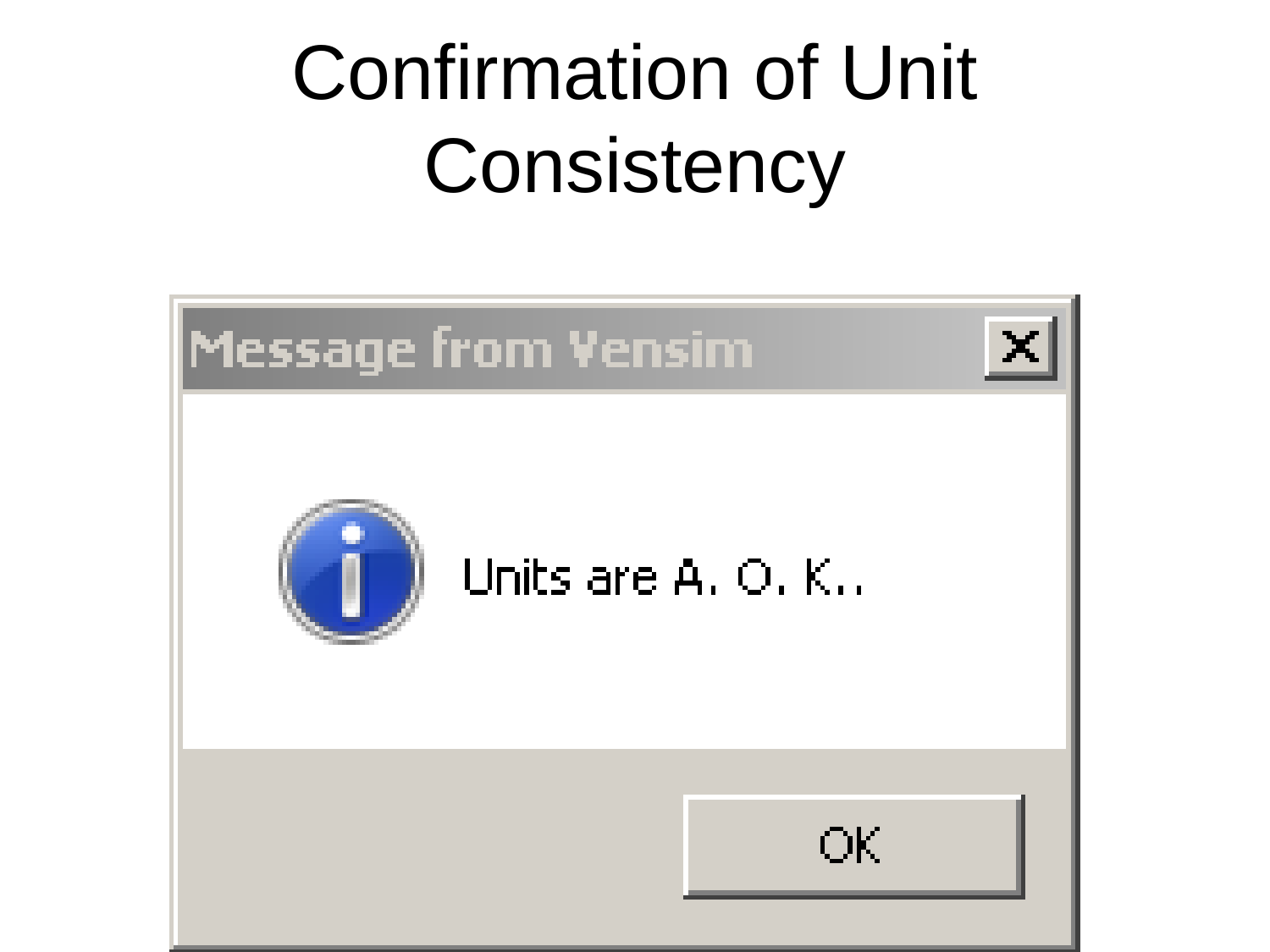# Confirmation of Unit Consistency

Message from Vensim

Units are A. O. K..

OK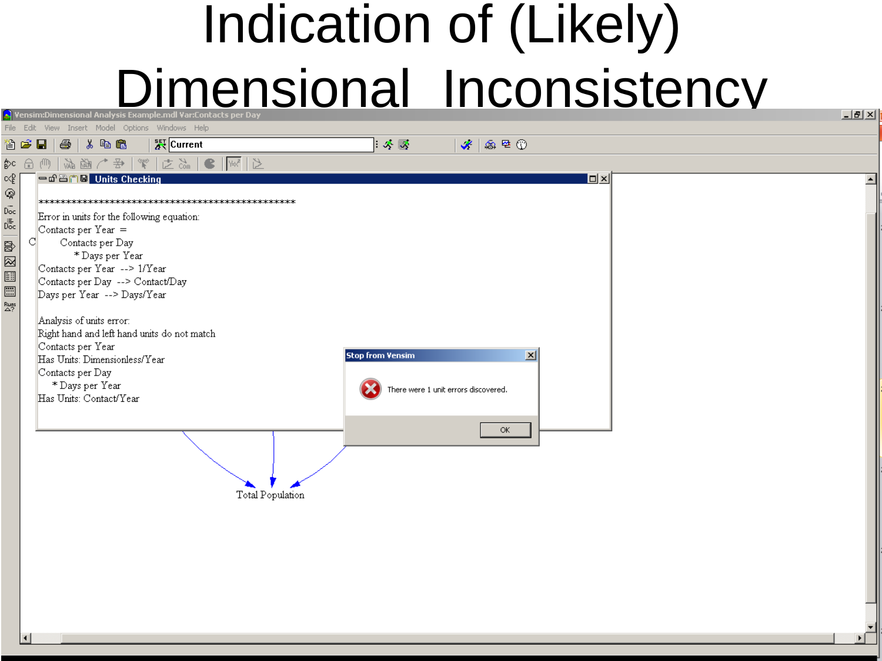# Indication of (Likely) Dimensional Inconsistency

Vensim:Dimensional Analysis Example.mdl Var:Contacts per Day

File Edit View Insert Model Options Windows Help

Current

**Units Checking**

```
************************************************************
Error in units for the following equation:
Contacts per Year =
      Contacts per Day
          * Days per Year
Contacts per Year --> 1/Year
Contacts per Day --> Contact/Day
Days per Year --> Days/Year

Analysis of units error:
Right hand and left hand units do not match
Contacts per Year
Has Units: Dimensionless/Year
Contacts per Day
   * Days per Year
Has Units: Contact/Year
```

**Stop from Vensim**

There were 1 unit errors discovered.

OK

Total Population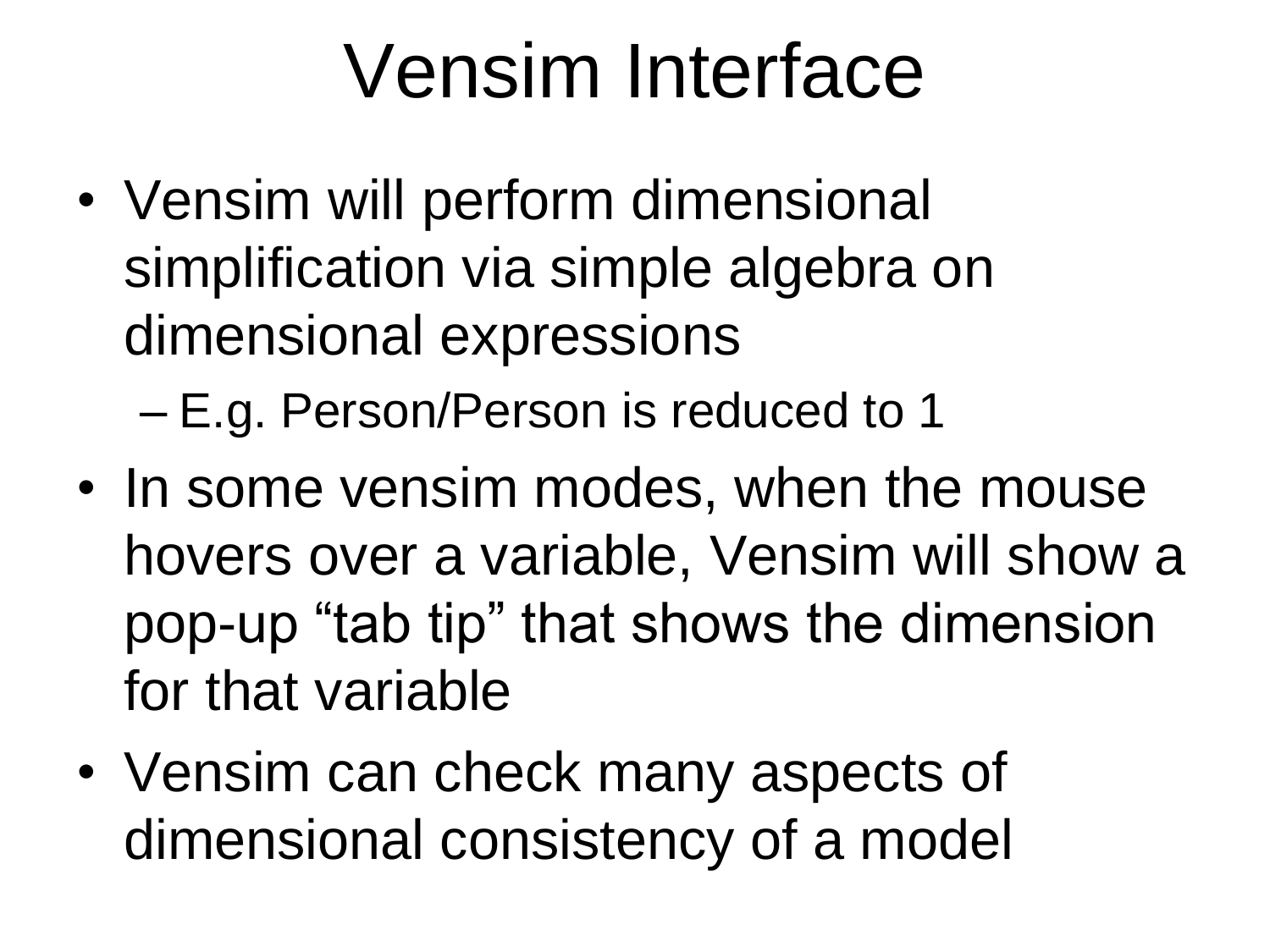# Vensim Interface

- Vensim will perform dimensional simplification via simple algebra on dimensional expressions
  - E.g. Person/Person is reduced to 1
- In some vensim modes, when the mouse hovers over a variable, Vensim will show a pop-up “tab tip” that shows the dimension for that variable
- Vensim can check many aspects of dimensional consistency of a model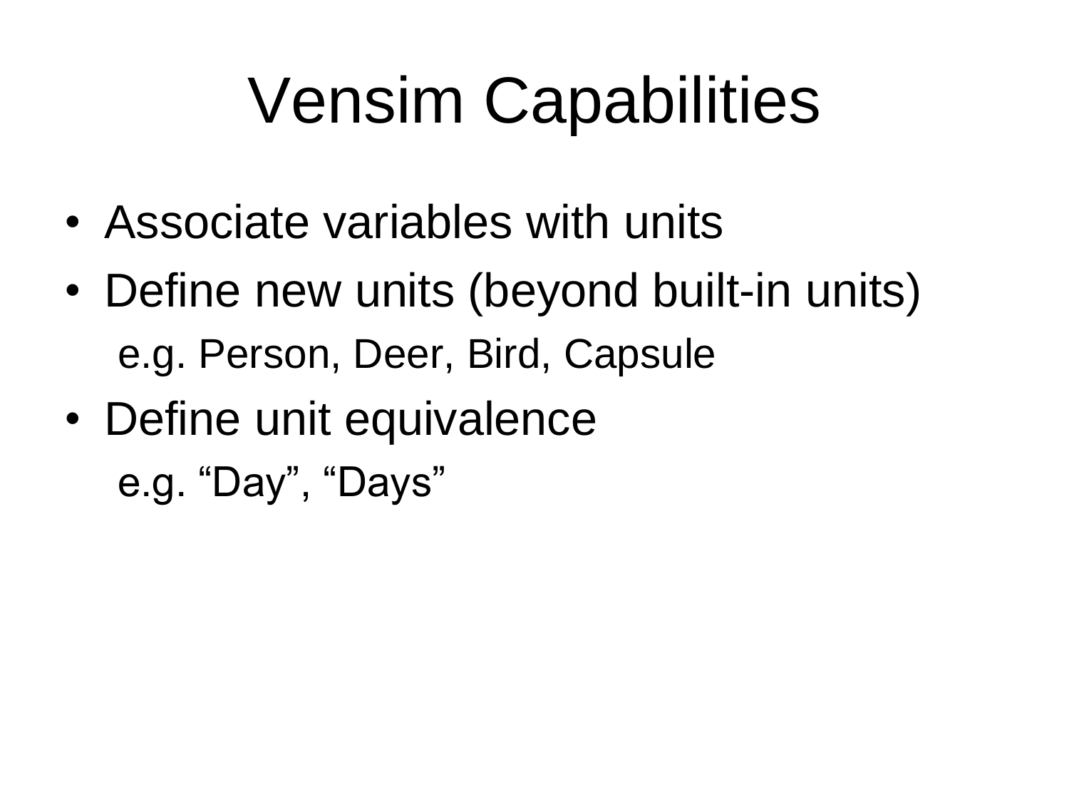# Vensim Capabilities

- Associate variables with units
- Define new units (beyond built-in units)
  e.g. Person, Deer, Bird, Capsule
- Define unit equivalence
  e.g. “Day”, “Days”